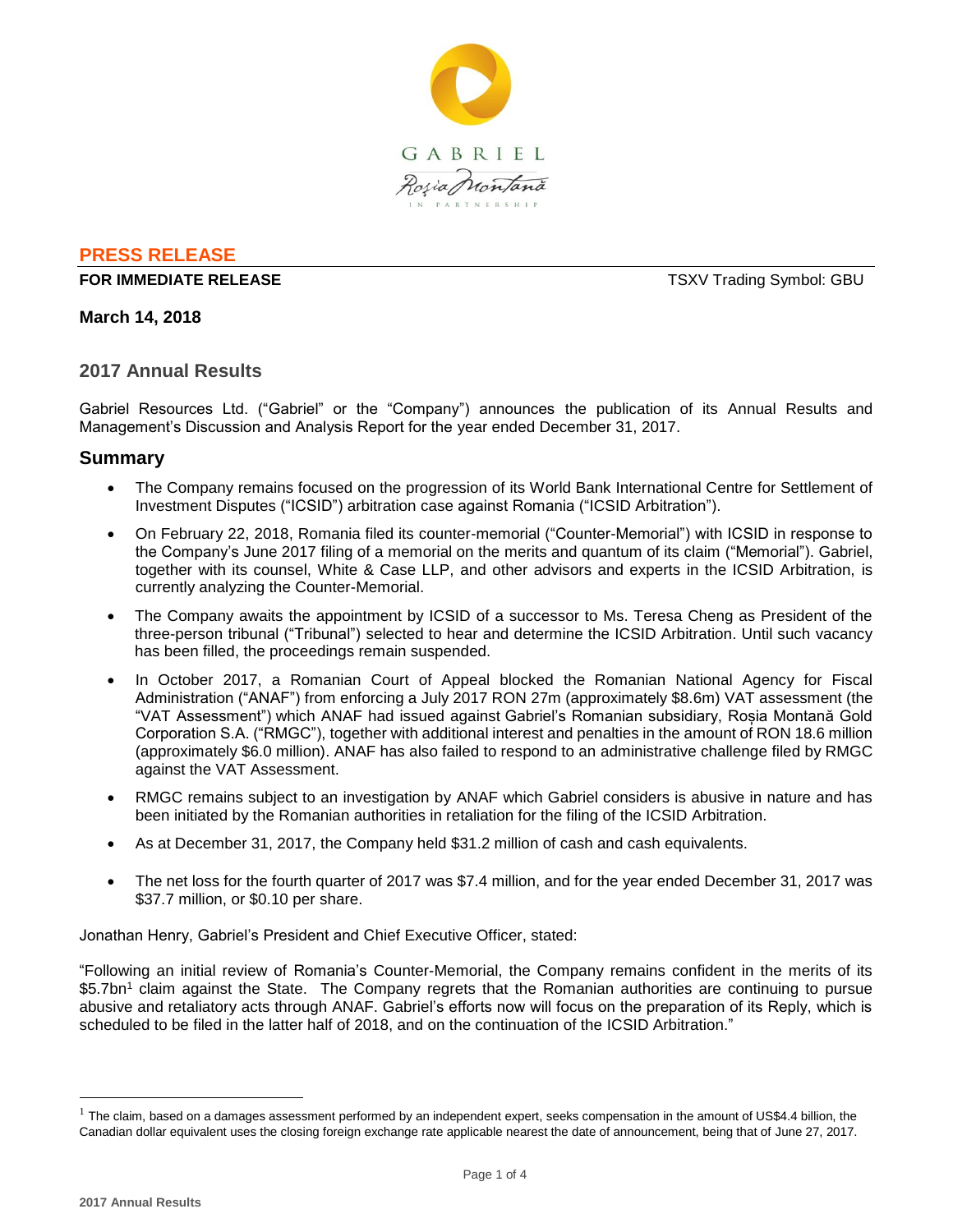GABRIEL

Roșia Montană

IN PARTNERSHIP

**PRESS RELEASE**

**FOR IMMEDIATE RELEASE** TSXV Trading Symbol: GBU

**March 14, 2018**

## 2017 Annual Results

Gabriel Resources Ltd. ("Gabriel" or the "Company") announces the publication of its Annual Results and Management's Discussion and Analysis Report for the year ended December 31, 2017.

## Summary

- The Company remains focused on the progression of its World Bank International Centre for Settlement of Investment Disputes ("ICSID") arbitration case against Romania ("ICSID Arbitration").
- On February 22, 2018, Romania filed its counter-memorial ("Counter-Memorial") with ICSID in response to the Company's June 2017 filing of a memorial on the merits and quantum of its claim ("Memorial"). Gabriel, together with its counsel, White & Case LLP, and other advisors and experts in the ICSID Arbitration, is currently analyzing the Counter-Memorial.
- The Company awaits the appointment by ICSID of a successor to Ms. Teresa Cheng as President of the three-person tribunal ("Tribunal") selected to hear and determine the ICSID Arbitration. Until such vacancy has been filled, the proceedings remain suspended.
- In October 2017, a Romanian Court of Appeal blocked the Romanian National Agency for Fiscal Administration ("ANAF") from enforcing a July 2017 RON 27m (approximately $8.6m) VAT assessment (the "VAT Assessment") which ANAF had issued against Gabriel's Romanian subsidiary, Roșia Montană Gold Corporation S.A. ("RMGC"), together with additional interest and penalties in the amount of RON 18.6 million (approximately $6.0 million). ANAF has also failed to respond to an administrative challenge filed by RMGC against the VAT Assessment.
- RMGC remains subject to an investigation by ANAF which Gabriel considers is abusive in nature and has been initiated by the Romanian authorities in retaliation for the filing of the ICSID Arbitration.
- As at December 31, 2017, the Company held $31.2 million of cash and cash equivalents.
- The net loss for the fourth quarter of 2017 was $7.4 million, and for the year ended December 31, 2017 was $37.7 million, or $0.10 per share.

Jonathan Henry, Gabriel's President and Chief Executive Officer, stated:

"Following an initial review of Romania's Counter-Memorial, the Company remains confident in the merits of its $5.7bn[1] claim against the State. The Company regrets that the Romanian authorities are continuing to pursue abusive and retaliatory acts through ANAF. Gabriel's efforts now will focus on the preparation of its Reply, which is scheduled to be filed in the latter half of 2018, and on the continuation of the ICSID Arbitration."

---

[1] The claim, based on a damages assessment performed by an independent expert, seeks compensation in the amount of US$4.4 billion, the Canadian dollar equivalent uses the closing foreign exchange rate applicable nearest the date of announcement, being that of June 27, 2017.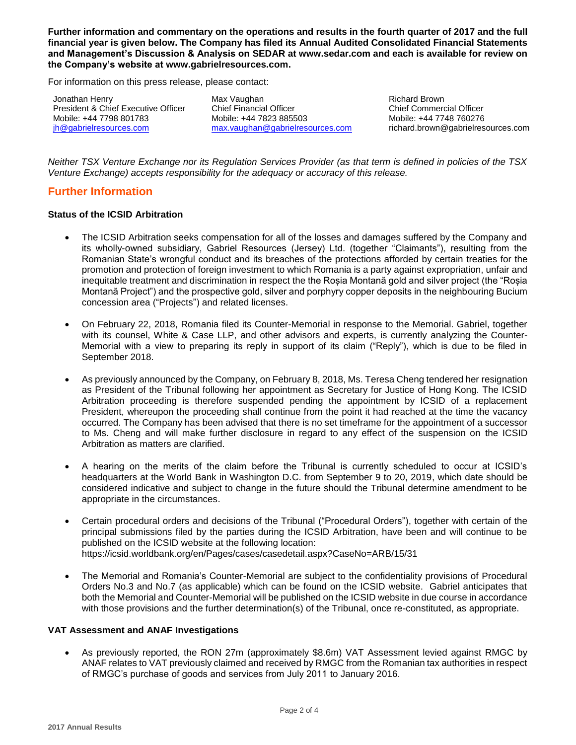**Further information and commentary on the operations and results in the fourth quarter of 2017 and the full financial year is given below. The Company has filed its Annual Audited Consolidated Financial Statements and Management's Discussion & Analysis on SEDAR at www.sedar.com and each is available for review on the Company's website at www.gabrielresources.com.**

For information on this press release, please contact:

| Jonathan Henry | Max Vaughan | Richard Brown |
|---|---|---|
| President & Chief Executive Officer | Chief Financial Officer | Chief Commercial Officer |
| Mobile: +44 7798 801783 | Mobile: +44 7823 885503 | Mobile: +44 7748 760276 |
| jh@gabrielresources.com | max.vaughan@gabrielresources.com | richard.brown@gabrielresources.com |

*Neither TSX Venture Exchange nor its Regulation Services Provider (as that term is defined in policies of the TSX Venture Exchange) accepts responsibility for the adequacy or accuracy of this release.*

## Further Information

### Status of the ICSID Arbitration

- The ICSID Arbitration seeks compensation for all of the losses and damages suffered by the Company and its wholly-owned subsidiary, Gabriel Resources (Jersey) Ltd. (together "Claimants"), resulting from the Romanian State's wrongful conduct and its breaches of the protections afforded by certain treaties for the promotion and protection of foreign investment to which Romania is a party against expropriation, unfair and inequitable treatment and discrimination in respect the the Roșia Montană gold and silver project (the "Roșia Montană Project") and the prospective gold, silver and porphyry copper deposits in the neighbouring Bucium concession area ("Projects") and related licenses.

- On February 22, 2018, Romania filed its Counter-Memorial in response to the Memorial. Gabriel, together with its counsel, White & Case LLP, and other advisors and experts, is currently analyzing the Counter-Memorial with a view to preparing its reply in support of its claim ("Reply"), which is due to be filed in September 2018.

- As previously announced by the Company, on February 8, 2018, Ms. Teresa Cheng tendered her resignation as President of the Tribunal following her appointment as Secretary for Justice of Hong Kong. The ICSID Arbitration proceeding is therefore suspended pending the appointment by ICSID of a replacement President, whereupon the proceeding shall continue from the point it had reached at the time the vacancy occurred. The Company has been advised that there is no set timeframe for the appointment of a successor to Ms. Cheng and will make further disclosure in regard to any effect of the suspension on the ICSID Arbitration as matters are clarified.

- A hearing on the merits of the claim before the Tribunal is currently scheduled to occur at ICSID's headquarters at the World Bank in Washington D.C. from September 9 to 20, 2019, which date should be considered indicative and subject to change in the future should the Tribunal determine amendment to be appropriate in the circumstances.

- Certain procedural orders and decisions of the Tribunal ("Procedural Orders"), together with certain of the principal submissions filed by the parties during the ICSID Arbitration, have been and will continue to be published on the ICSID website at the following location: https://icsid.worldbank.org/en/Pages/cases/casedetail.aspx?CaseNo=ARB/15/31

- The Memorial and Romania's Counter-Memorial are subject to the confidentiality provisions of Procedural Orders No.3 and No.7 (as applicable) which can be found on the ICSID website. Gabriel anticipates that both the Memorial and Counter-Memorial will be published on the ICSID website in due course in accordance with those provisions and the further determination(s) of the Tribunal, once re-constituted, as appropriate.

### VAT Assessment and ANAF Investigations

- As previously reported, the RON 27m (approximately $8.6m) VAT Assessment levied against RMGC by ANAF relates to VAT previously claimed and received by RMGC from the Romanian tax authorities in respect of RMGC's purchase of goods and services from July 2011 to January 2016.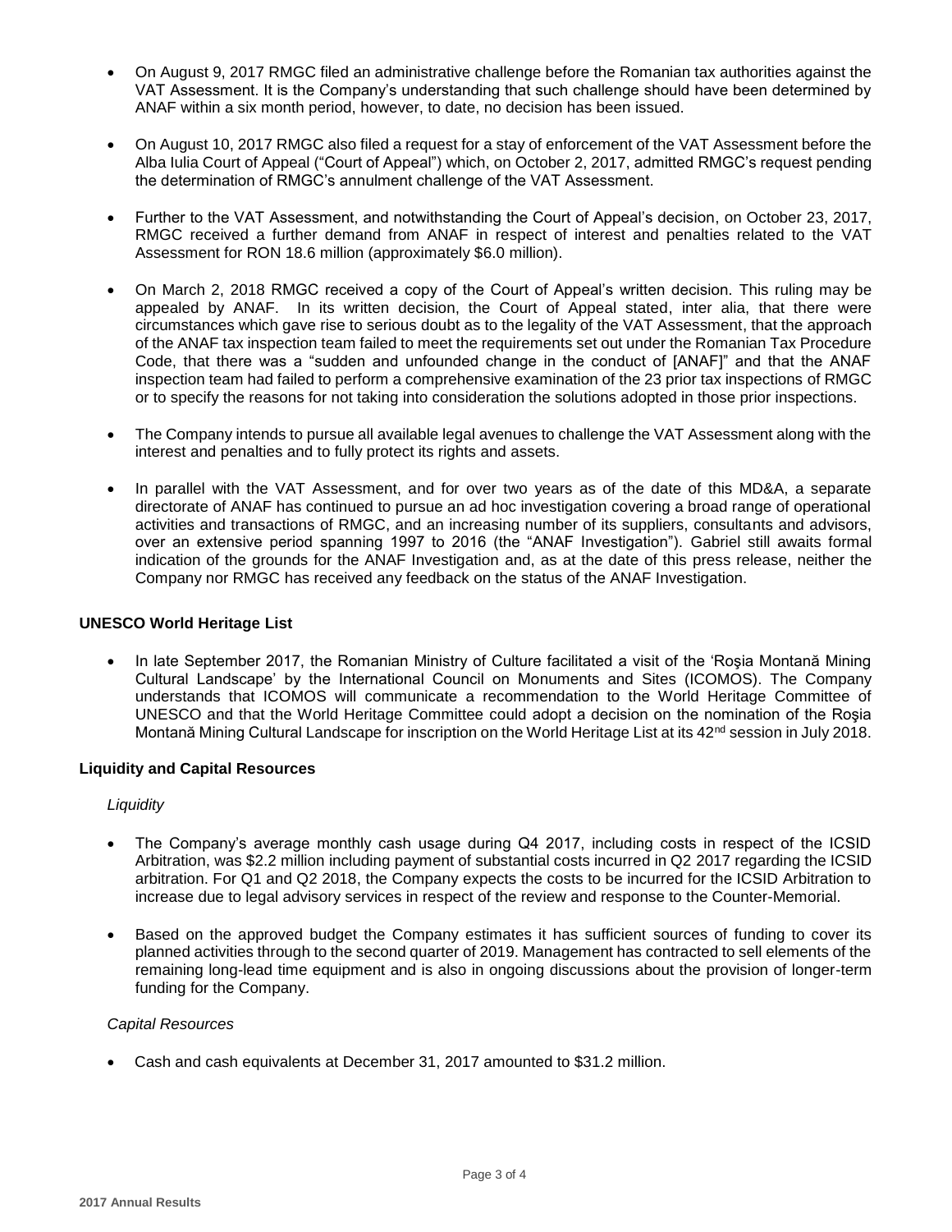- On August 9, 2017 RMGC filed an administrative challenge before the Romanian tax authorities against the VAT Assessment. It is the Company's understanding that such challenge should have been determined by ANAF within a six month period, however, to date, no decision has been issued.

- On August 10, 2017 RMGC also filed a request for a stay of enforcement of the VAT Assessment before the Alba Iulia Court of Appeal ("Court of Appeal") which, on October 2, 2017, admitted RMGC's request pending the determination of RMGC's annulment challenge of the VAT Assessment.

- Further to the VAT Assessment, and notwithstanding the Court of Appeal's decision, on October 23, 2017, RMGC received a further demand from ANAF in respect of interest and penalties related to the VAT Assessment for RON 18.6 million (approximately $6.0 million).

- On March 2, 2018 RMGC received a copy of the Court of Appeal's written decision. This ruling may be appealed by ANAF. In its written decision, the Court of Appeal stated, inter alia, that there were circumstances which gave rise to serious doubt as to the legality of the VAT Assessment, that the approach of the ANAF tax inspection team failed to meet the requirements set out under the Romanian Tax Procedure Code, that there was a "sudden and unfounded change in the conduct of [ANAF]" and that the ANAF inspection team had failed to perform a comprehensive examination of the 23 prior tax inspections of RMGC or to specify the reasons for not taking into consideration the solutions adopted in those prior inspections.

- The Company intends to pursue all available legal avenues to challenge the VAT Assessment along with the interest and penalties and to fully protect its rights and assets.

- In parallel with the VAT Assessment, and for over two years as of the date of this MD&A, a separate directorate of ANAF has continued to pursue an ad hoc investigation covering a broad range of operational activities and transactions of RMGC, and an increasing number of its suppliers, consultants and advisors, over an extensive period spanning 1997 to 2016 (the "ANAF Investigation"). Gabriel still awaits formal indication of the grounds for the ANAF Investigation and, as at the date of this press release, neither the Company nor RMGC has received any feedback on the status of the ANAF Investigation.

**UNESCO World Heritage List**

- In late September 2017, the Romanian Ministry of Culture facilitated a visit of the 'Roşia Montană Mining Cultural Landscape' by the International Council on Monuments and Sites (ICOMOS). The Company understands that ICOMOS will communicate a recommendation to the World Heritage Committee of UNESCO and that the World Heritage Committee could adopt a decision on the nomination of the Roşia Montană Mining Cultural Landscape for inscription on the World Heritage List at its 42nd session in July 2018.

**Liquidity and Capital Resources**

*Liquidity*

- The Company's average monthly cash usage during Q4 2017, including costs in respect of the ICSID Arbitration, was $2.2 million including payment of substantial costs incurred in Q2 2017 regarding the ICSID arbitration. For Q1 and Q2 2018, the Company expects the costs to be incurred for the ICSID Arbitration to increase due to legal advisory services in respect of the review and response to the Counter-Memorial.

- Based on the approved budget the Company estimates it has sufficient sources of funding to cover its planned activities through to the second quarter of 2019. Management has contracted to sell elements of the remaining long-lead time equipment and is also in ongoing discussions about the provision of longer-term funding for the Company.

*Capital Resources*

- Cash and cash equivalents at December 31, 2017 amounted to $31.2 million.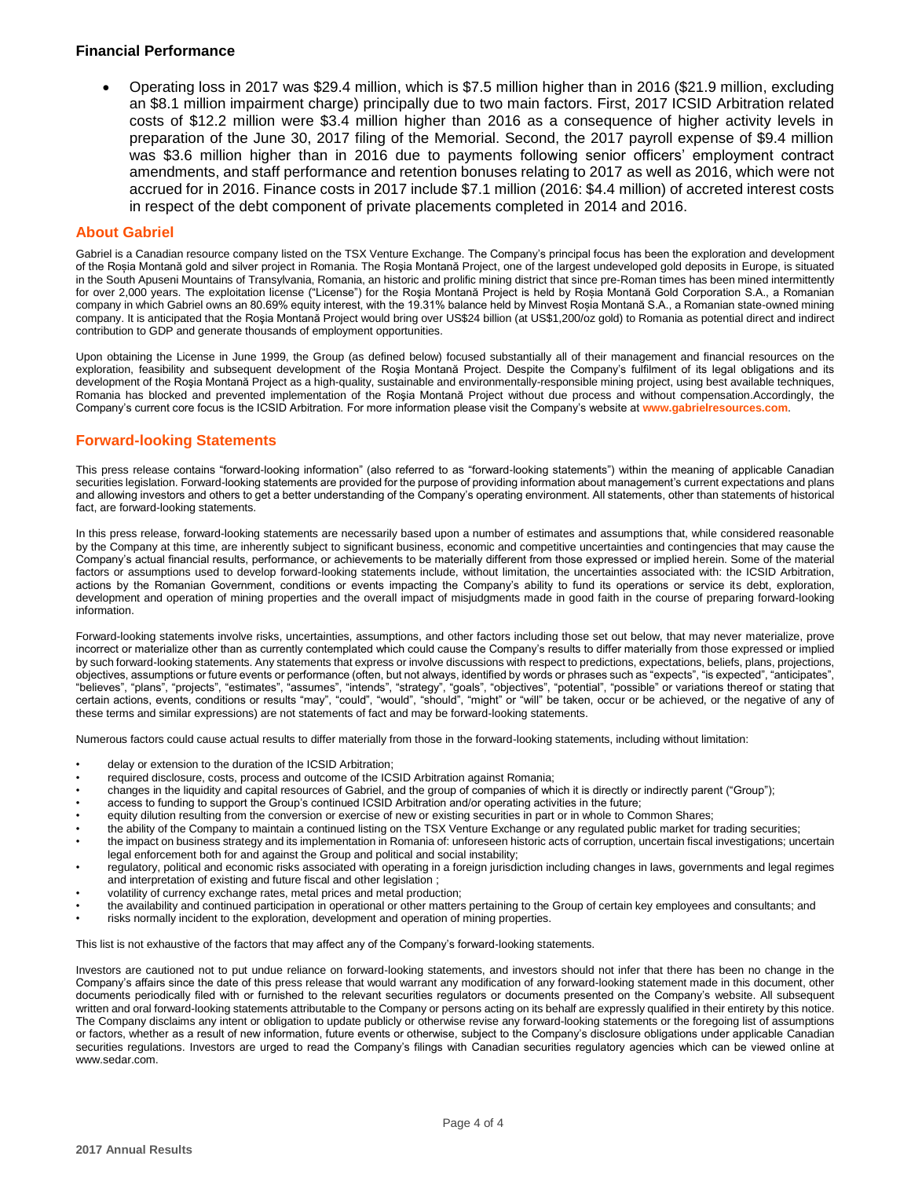## Financial Performance

- Operating loss in 2017 was $29.4 million, which is $7.5 million higher than in 2016 ($21.9 million, excluding an $8.1 million impairment charge) principally due to two main factors. First, 2017 ICSID Arbitration related costs of $12.2 million were $3.4 million higher than 2016 as a consequence of higher activity levels in preparation of the June 30, 2017 filing of the Memorial. Second, the 2017 payroll expense of $9.4 million was $3.6 million higher than in 2016 due to payments following senior officers' employment contract amendments, and staff performance and retention bonuses relating to 2017 as well as 2016, which were not accrued for in 2016. Finance costs in 2017 include $7.1 million (2016: $4.4 million) of accreted interest costs in respect of the debt component of private placements completed in 2014 and 2016.

## About Gabriel

Gabriel is a Canadian resource company listed on the TSX Venture Exchange. The Company's principal focus has been the exploration and development of the Roșia Montană gold and silver project in Romania. The Roşia Montană Project, one of the largest undeveloped gold deposits in Europe, is situated in the South Apuseni Mountains of Transylvania, Romania, an historic and prolific mining district that since pre-Roman times has been mined intermittently for over 2,000 years. The exploitation license ("License") for the Roşia Montană Project is held by Roșia Montană Gold Corporation S.A., a Romanian company in which Gabriel owns an 80.69% equity interest, with the 19.31% balance held by Minvest Roșia Montană S.A., a Romanian state-owned mining company. It is anticipated that the Roşia Montană Project would bring over US$24 billion (at US$1,200/oz gold) to Romania as potential direct and indirect contribution to GDP and generate thousands of employment opportunities.

Upon obtaining the License in June 1999, the Group (as defined below) focused substantially all of their management and financial resources on the exploration, feasibility and subsequent development of the Roşia Montană Project. Despite the Company's fulfilment of its legal obligations and its development of the Roşia Montană Project as a high-quality, sustainable and environmentally-responsible mining project, using best available techniques, Romania has blocked and prevented implementation of the Roşia Montană Project without due process and without compensation.Accordingly, the Company's current core focus is the ICSID Arbitration. For more information please visit the Company's website at **www.gabrielresources.com**.

## Forward-looking Statements

This press release contains "forward-looking information" (also referred to as "forward-looking statements") within the meaning of applicable Canadian securities legislation. Forward-looking statements are provided for the purpose of providing information about management's current expectations and plans and allowing investors and others to get a better understanding of the Company's operating environment. All statements, other than statements of historical fact, are forward-looking statements.

In this press release, forward-looking statements are necessarily based upon a number of estimates and assumptions that, while considered reasonable by the Company at this time, are inherently subject to significant business, economic and competitive uncertainties and contingencies that may cause the Company's actual financial results, performance, or achievements to be materially different from those expressed or implied herein. Some of the material factors or assumptions used to develop forward-looking statements include, without limitation, the uncertainties associated with: the ICSID Arbitration, actions by the Romanian Government, conditions or events impacting the Company's ability to fund its operations or service its debt, exploration, development and operation of mining properties and the overall impact of misjudgments made in good faith in the course of preparing forward-looking information.

Forward-looking statements involve risks, uncertainties, assumptions, and other factors including those set out below, that may never materialize, prove incorrect or materialize other than as currently contemplated which could cause the Company's results to differ materially from those expressed or implied by such forward-looking statements. Any statements that express or involve discussions with respect to predictions, expectations, beliefs, plans, projections, objectives, assumptions or future events or performance (often, but not always, identified by words or phrases such as "expects", "is expected", "anticipates", "believes", "plans", "projects", "estimates", "assumes", "intends", "strategy", "goals", "objectives", "potential", "possible" or variations thereof or stating that certain actions, events, conditions or results "may", "could", "would", "should", "might" or "will" be taken, occur or be achieved, or the negative of any of these terms and similar expressions) are not statements of fact and may be forward-looking statements.

Numerous factors could cause actual results to differ materially from those in the forward-looking statements, including without limitation:

- delay or extension to the duration of the ICSID Arbitration;
- required disclosure, costs, process and outcome of the ICSID Arbitration against Romania;
- changes in the liquidity and capital resources of Gabriel, and the group of companies of which it is directly or indirectly parent ("Group");
- access to funding to support the Group's continued ICSID Arbitration and/or operating activities in the future;
- equity dilution resulting from the conversion or exercise of new or existing securities in part or in whole to Common Shares;
- the ability of the Company to maintain a continued listing on the TSX Venture Exchange or any regulated public market for trading securities;
- the impact on business strategy and its implementation in Romania of: unforeseen historic acts of corruption, uncertain fiscal investigations; uncertain legal enforcement both for and against the Group and political and social instability;
- regulatory, political and economic risks associated with operating in a foreign jurisdiction including changes in laws, governments and legal regimes and interpretation of existing and future fiscal and other legislation ;
- volatility of currency exchange rates, metal prices and metal production;
- the availability and continued participation in operational or other matters pertaining to the Group of certain key employees and consultants; and
- risks normally incident to the exploration, development and operation of mining properties.

This list is not exhaustive of the factors that may affect any of the Company's forward-looking statements.

Investors are cautioned not to put undue reliance on forward-looking statements, and investors should not infer that there has been no change in the Company's affairs since the date of this press release that would warrant any modification of any forward-looking statement made in this document, other documents periodically filed with or furnished to the relevant securities regulators or documents presented on the Company's website. All subsequent written and oral forward-looking statements attributable to the Company or persons acting on its behalf are expressly qualified in their entirety by this notice. The Company disclaims any intent or obligation to update publicly or otherwise revise any forward-looking statements or the foregoing list of assumptions or factors, whether as a result of new information, future events or otherwise, subject to the Company's disclosure obligations under applicable Canadian securities regulations. Investors are urged to read the Company's filings with Canadian securities regulatory agencies which can be viewed online at www.sedar.com.